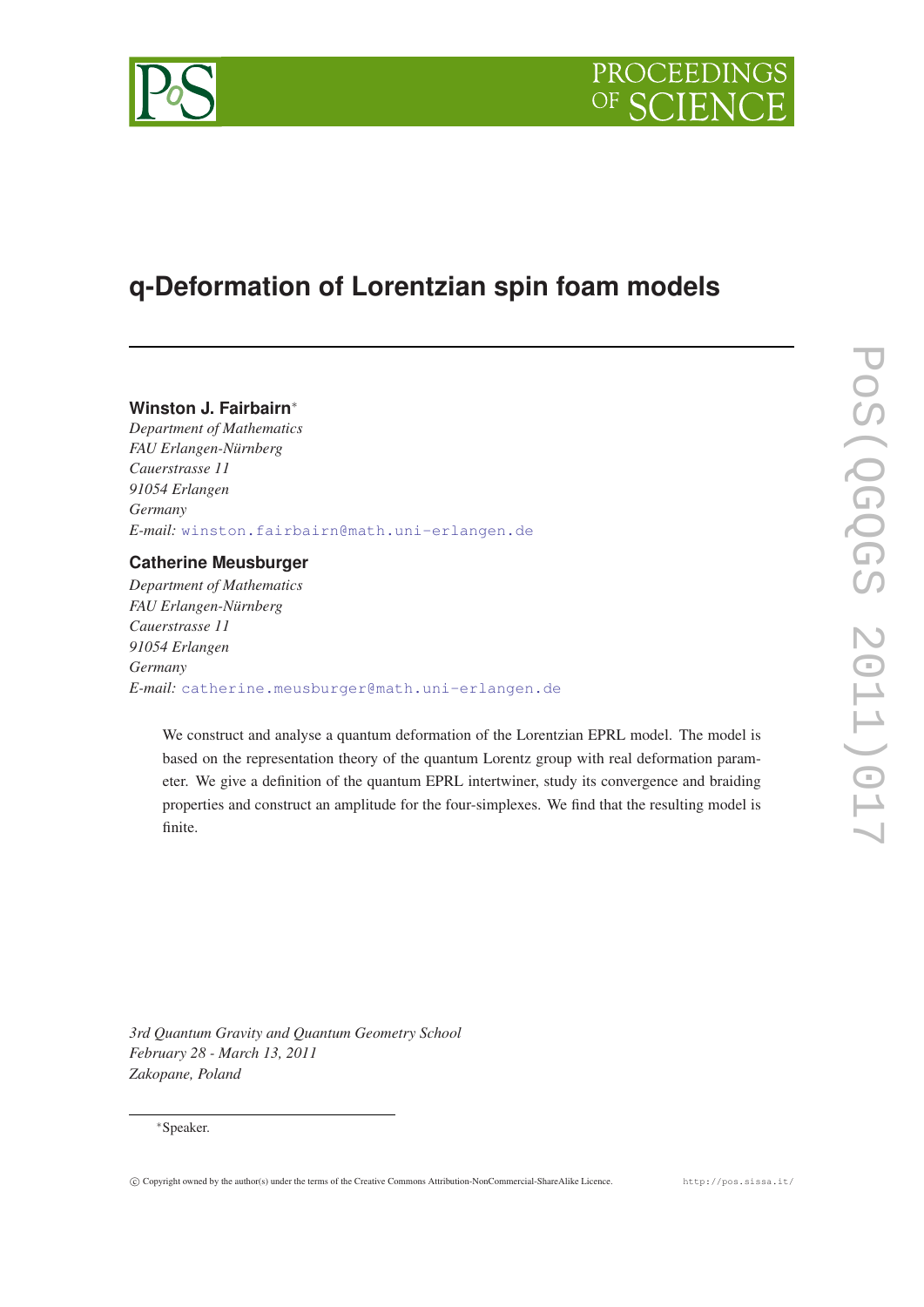# q-Deformation of Lorentzian spin foam models

**Winston J. Fairbairn***

*Department of Mathematics*
*FAU Erlangen-Nürnberg*
*Cauerstrasse 11*
*91054 Erlangen*
*Germany*
*E-mail:* winston.fairbairn@math.uni-erlangen.de

**Catherine Meusburger**

*Department of Mathematics*
*FAU Erlangen-Nürnberg*
*Cauerstrasse 11*
*91054 Erlangen*
*Germany*
*E-mail:* catherine.meusburger@math.uni-erlangen.de

We construct and analyse a quantum deformation of the Lorentzian EPRL model. The model is based on the representation theory of the quantum Lorentz group with real deformation parameter. We give a definition of the quantum EPRL intertwiner, study its convergence and braiding properties and construct an amplitude for the four-simplexes. We find that the resulting model is finite.

*3rd Quantum Gravity and Quantum Geometry School*
*February 28 - March 13, 2011*
*Zakopane, Poland*

*Speaker.

© Copyright owned by the author(s) under the terms of the Creative Commons Attribution-NonCommercial-ShareAlike Licence. http://pos.sissa.it/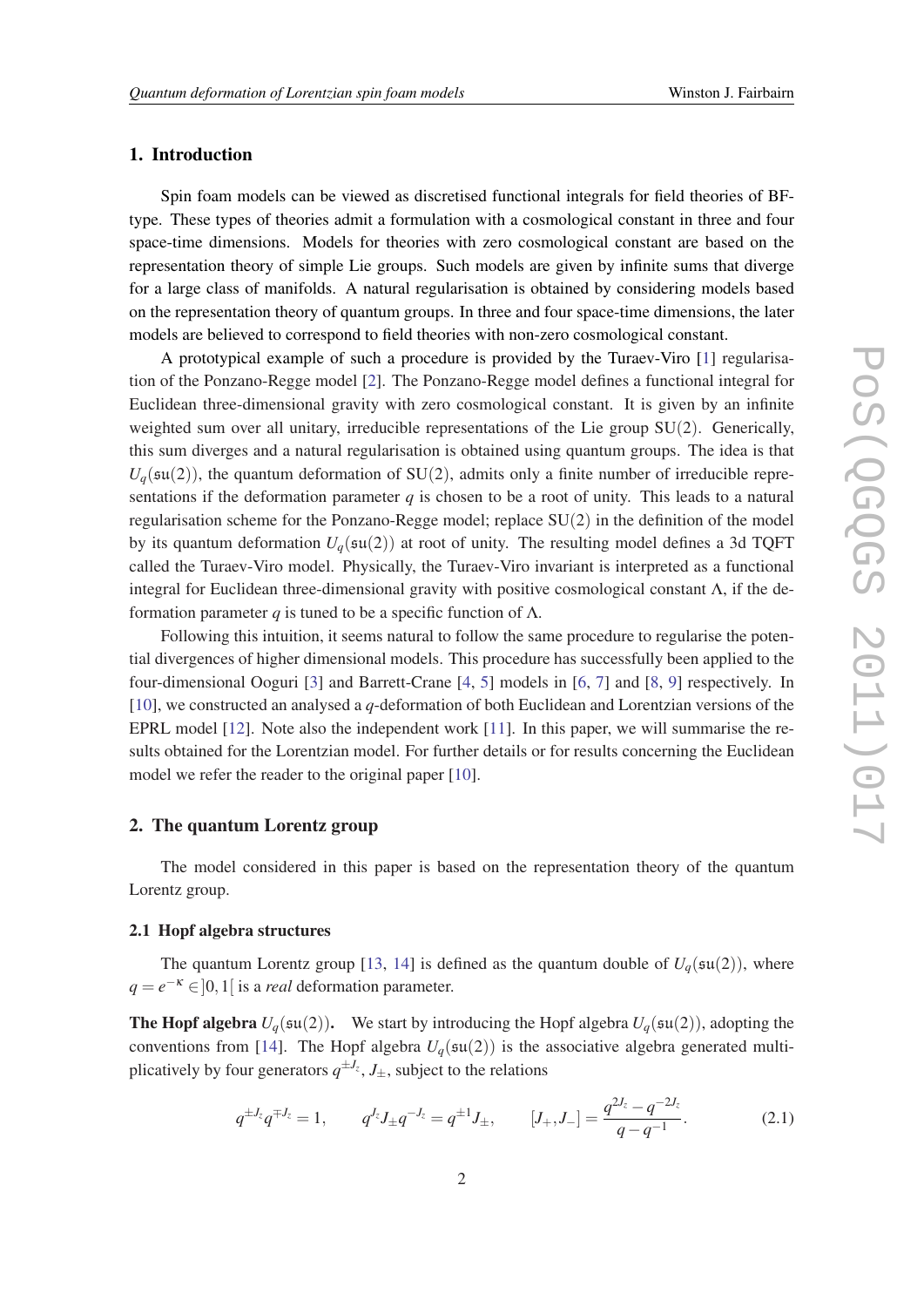## 1. Introduction

Spin foam models can be viewed as discretised functional integrals for field theories of BF-type. These types of theories admit a formulation with a cosmological constant in three and four space-time dimensions. Models for theories with zero cosmological constant are based on the representation theory of simple Lie groups. Such models are given by infinite sums that diverge for a large class of manifolds. A natural regularisation is obtained by considering models based on the representation theory of quantum groups. In three and four space-time dimensions, the later models are believed to correspond to field theories with non-zero cosmological constant.

A prototypical example of such a procedure is provided by the Turaev-Viro [1] regularisation of the Ponzano-Regge model [2]. The Ponzano-Regge model defines a functional integral for Euclidean three-dimensional gravity with zero cosmological constant. It is given by an infinite weighted sum over all unitary, irreducible representations of the Lie group $\mathrm{SU}(2)$. Generically, this sum diverges and a natural regularisation is obtained using quantum groups. The idea is that $U_q(\mathfrak{su}(2))$, the quantum deformation of $\mathrm{SU}(2)$, admits only a finite number of irreducible representations if the deformation parameter $q$ is chosen to be a root of unity. This leads to a natural regularisation scheme for the Ponzano-Regge model; replace $\mathrm{SU}(2)$ in the definition of the model by its quantum deformation $U_q(\mathfrak{su}(2))$ at root of unity. The resulting model defines a 3d TQFT called the Turaev-Viro model. Physically, the Turaev-Viro invariant is interpreted as a functional integral for Euclidean three-dimensional gravity with positive cosmological constant $\Lambda$, if the deformation parameter $q$ is tuned to be a specific function of $\Lambda$.

Following this intuition, it seems natural to follow the same procedure to regularise the potential divergences of higher dimensional models. This procedure has successfully been applied to the four-dimensional Ooguri [3] and Barrett-Crane [4, 5] models in [6, 7] and [8, 9] respectively. In [10], we constructed an analysed a $q$-deformation of both Euclidean and Lorentzian versions of the EPRL model [12]. Note also the independent work [11]. In this paper, we will summarise the results obtained for the Lorentzian model. For further details or for results concerning the Euclidean model we refer the reader to the original paper [10].

## 2. The quantum Lorentz group

The model considered in this paper is based on the representation theory of the quantum Lorentz group.

### 2.1 Hopf algebra structures

The quantum Lorentz group [13, 14] is defined as the quantum double of $U_q(\mathfrak{su}(2))$, where $q = e^{-\kappa} \in ]0,1[$ is a *real* deformation parameter.

**The Hopf algebra $U_q(\mathfrak{su}(2))$.** We start by introducing the Hopf algebra $U_q(\mathfrak{su}(2))$, adopting the conventions from [14]. The Hopf algebra $U_q(\mathfrak{su}(2))$ is the associative algebra generated multiplicatively by four generators $q^{\pm J_z}$, $J_\pm$, subject to the relations

$$q^{\pm J_z} q^{\mp J_z} = 1, \qquad q^{J_z} J_\pm q^{-J_z} = q^{\pm 1} J_\pm, \qquad [J_+, J_-] = \frac{q^{2J_z} - q^{-2J_z}}{q - q^{-1}}. \tag{2.1}$$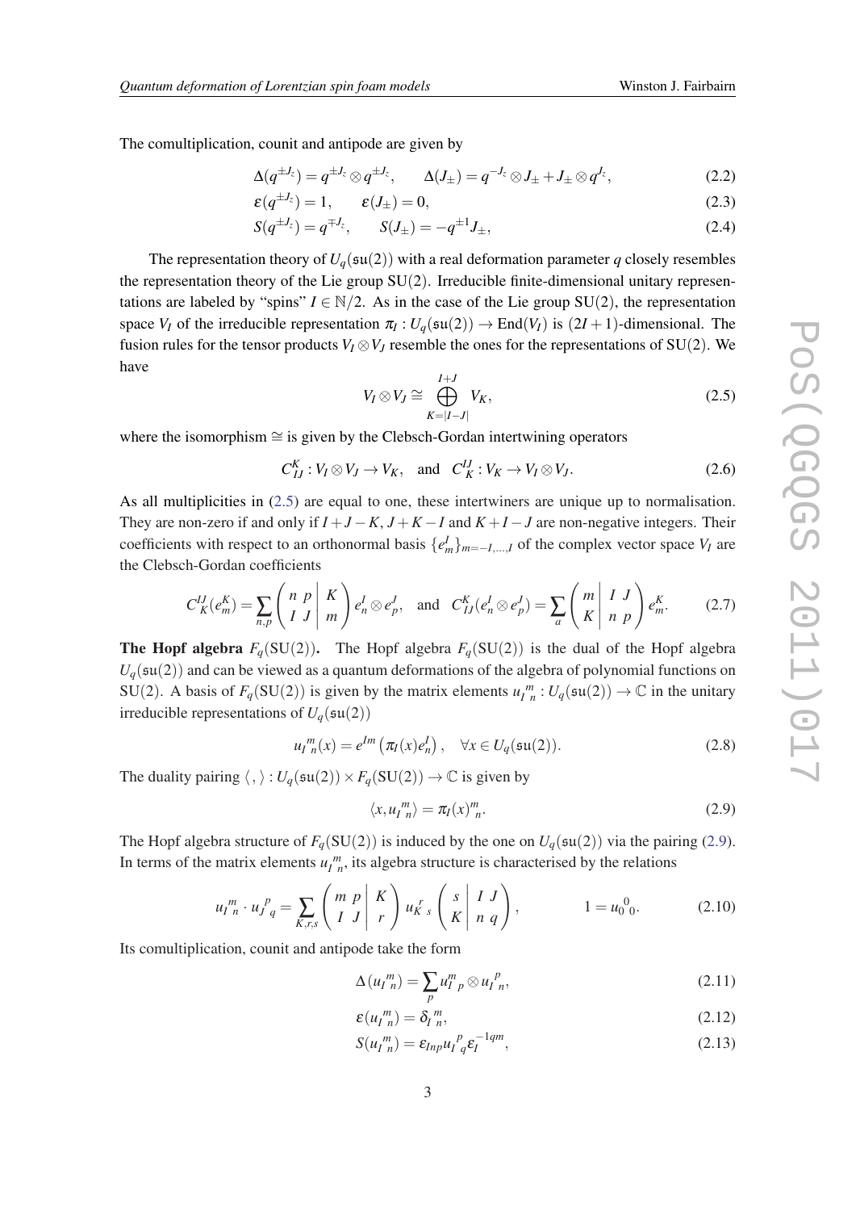The comultiplication, counit and antipode are given by

$$\Delta(q^{\pm J_z}) = q^{\pm J_z} \otimes q^{\pm J_z}, \qquad \Delta(J_\pm) = q^{-J_z} \otimes J_\pm + J_\pm \otimes q^{J_z}, \tag{2.2}$$

$$\varepsilon(q^{\pm J_z}) = 1, \qquad \varepsilon(J_\pm) = 0, \tag{2.3}$$

$$S(q^{\pm J_z}) = q^{\mp J_z}, \qquad S(J_\pm) = -q^{\pm 1} J_\pm, \tag{2.4}$$

The representation theory of $U_q(\mathfrak{su}(2))$ with a real deformation parameter $q$ closely resembles the representation theory of the Lie group SU(2). Irreducible finite-dimensional unitary representations are labeled by "spins" $I \in \mathbb{N}/2$. As in the case of the Lie group SU(2), the representation space $V_I$ of the irreducible representation $\pi_I : U_q(\mathfrak{su}(2)) \to \mathrm{End}(V_I)$ is $(2I+1)$-dimensional. The fusion rules for the tensor products $V_I \otimes V_J$ resemble the ones for the representations of SU(2). We have

$$V_I \otimes V_J \cong \bigoplus_{K=|I-J|}^{I+J} V_K, \tag{2.5}$$

where the isomorphism $\cong$ is given by the Clebsch-Gordan intertwining operators

$$C^K_{IJ} : V_I \otimes V_J \to V_K, \quad \text{and} \quad C^{IJ}_K : V_K \to V_I \otimes V_J. \tag{2.6}$$

As all multiplicities in (2.5) are equal to one, these intertwiners are unique up to normalisation. They are non-zero if and only if $I+J-K$, $J+K-I$ and $K+I-J$ are non-negative integers. Their coefficients with respect to an orthonormal basis $\{e^I_m\}_{m=-I,\ldots,I}$ of the complex vector space $V_I$ are the Clebsch-Gordan coefficients

$$C^{IJ}_K(e^K_m) = \sum_{n,p} \left( \begin{array}{cc|c} n & p & K \\ I & J & m \end{array} \right) e^I_n \otimes e^J_p, \quad \text{and} \quad C^K_{IJ}(e^I_n \otimes e^J_p) = \sum_a \left( \begin{array}{c|cc} m & I & J \\ K & n & p \end{array} \right) e^K_m. \tag{2.7}$$

**The Hopf algebra $F_q(\mathrm{SU}(2))$.** The Hopf algebra $F_q(\mathrm{SU}(2))$ is the dual of the Hopf algebra $U_q(\mathfrak{su}(2))$ and can be viewed as a quantum deformations of the algebra of polynomial functions on SU(2). A basis of $F_q(\mathrm{SU}(2))$ is given by the matrix elements ${u_I}^m_{\ n} : U_q(\mathfrak{su}(2)) \to \mathbb{C}$ in the unitary irreducible representations of $U_q(\mathfrak{su}(2))$

$${u_I}^m_{\ n}(x) = e^{Im}\left(\pi_I(x) e^I_n\right), \quad \forall x \in U_q(\mathfrak{su}(2)). \tag{2.8}$$

The duality pairing $\langle \, , \, \rangle : U_q(\mathfrak{su}(2)) \times F_q(\mathrm{SU}(2)) \to \mathbb{C}$ is given by

$$\langle x, {u_I}^m_{\ n} \rangle = \pi_I(x)^m_{\ n}. \tag{2.9}$$

The Hopf algebra structure of $F_q(\mathrm{SU}(2))$ is induced by the one on $U_q(\mathfrak{su}(2))$ via the pairing (2.9). In terms of the matrix elements ${u_I}^m_{\ n}$, its algebra structure is characterised by the relations

$${u_I}^m_{\ n} \cdot {u_J}^p_{\ q} = \sum_{K,r,s} \left( \begin{array}{cc|c} m & p & K \\ I & J & r \end{array} \right) {u_K}^r_{\ s} \left( \begin{array}{c|cc} s & I & J \\ K & n & q \end{array} \right), \qquad 1 = {u_0}^0_{\ 0}. \tag{2.10}$$

Its comultiplication, counit and antipode take the form

$$\Delta({u_I}^m_{\ n}) = \sum_p {u_I}^m_{\ p} \otimes {u_I}^p_{\ n}, \tag{2.11}$$

$$\varepsilon({u_I}^m_{\ n}) = {\delta_I}^m_{\ n}, \tag{2.12}$$

$$S({u_I}^m_{\ n}) = \varepsilon_{Inp} {u_I}^p_{\ q} \varepsilon_I^{-1qm}, \tag{2.13}$$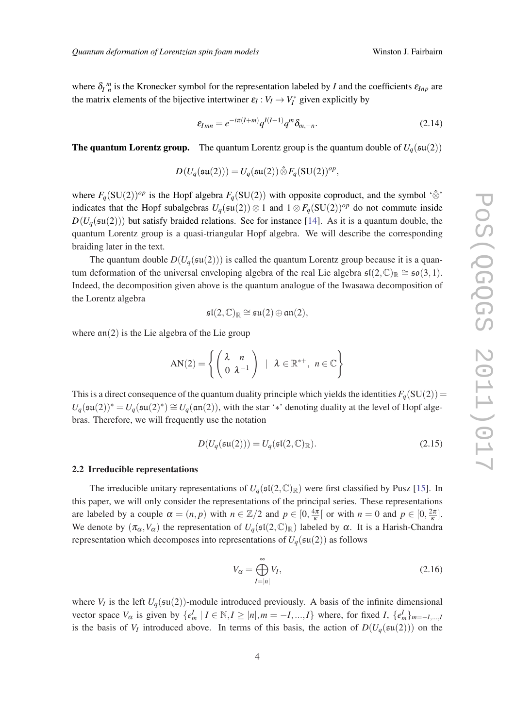where ${\delta_I}^m_n$ is the Kronecker symbol for the representation labeled by $I$ and the coefficients $\varepsilon_{Inp}$ are the matrix elements of the bijective intertwiner $\varepsilon_I : V_I \to V_I^*$ given explicitly by

$$\varepsilon_{Imn} = e^{-i\pi(I+m)} q^{I(I+1)} q^m \delta_{m,-n}. \tag{2.14}$$

**The quantum Lorentz group.** The quantum Lorentz group is the quantum double of $U_q(\mathfrak{su}(2))$

$$D(U_q(\mathfrak{su}(2))) = U_q(\mathfrak{su}(2)) \hat{\otimes} F_q(\mathrm{SU}(2))^{op},$$

where $F_q(\mathrm{SU}(2))^{op}$ is the Hopf algebra $F_q(\mathrm{SU}(2))$ with opposite coproduct, and the symbol '$\hat{\otimes}$' indicates that the Hopf subalgebras $U_q(\mathfrak{su}(2)) \otimes 1$ and $1 \otimes F_q(\mathrm{SU}(2))^{op}$ do not commute inside $D(U_q(\mathfrak{su}(2)))$ but satisfy braided relations. See for instance [14]. As it is a quantum double, the quantum Lorentz group is a quasi-triangular Hopf algebra. We will describe the corresponding braiding later in the text.

The quantum double $D(U_q(\mathfrak{su}(2)))$ is called the quantum Lorentz group because it is a quantum deformation of the universal enveloping algebra of the real Lie algebra $\mathfrak{sl}(2,\mathbb{C})_\mathbb{R} \cong \mathfrak{so}(3,1)$. Indeed, the decomposition given above is the quantum analogue of the Iwasawa decomposition of the Lorentz algebra

$$\mathfrak{sl}(2,\mathbb{C})_\mathbb{R} \cong \mathfrak{su}(2) \oplus \mathfrak{an}(2),$$

where $\mathfrak{an}(2)$ is the Lie algebra of the Lie group

$$\mathrm{AN}(2) = \left\{ \begin{pmatrix} \lambda & n \\ 0 & \lambda^{-1} \end{pmatrix} \;\middle|\; \lambda \in \mathbb{R}^{*+},\; n \in \mathbb{C} \right\}$$

This is a direct consequence of the quantum duality principle which yields the identities $F_q(\mathrm{SU}(2)) = U_q(\mathfrak{su}(2))^* = U_q(\mathfrak{su}(2)^*) \cong U_q(\mathfrak{an}(2))$, with the star '$*$' denoting duality at the level of Hopf algebras. Therefore, we will frequently use the notation

$$D(U_q(\mathfrak{su}(2))) = U_q(\mathfrak{sl}(2,\mathbb{C})_\mathbb{R}). \tag{2.15}$$

### 2.2 Irreducible representations

The irreducible unitary representations of $U_q(\mathfrak{sl}(2,\mathbb{C})_\mathbb{R})$ were first classified by Pusz [15]. In this paper, we will only consider the representations of the principal series. These representations are labeled by a couple $\alpha = (n,p)$ with $n \in \mathbb{Z}/2$ and $p \in [0, \frac{4\pi}{\kappa}[$ or with $n = 0$ and $p \in [0, \frac{2\pi}{\kappa}]$. We denote by $(\pi_\alpha, V_\alpha)$ the representation of $U_q(\mathfrak{sl}(2,\mathbb{C})_\mathbb{R})$ labeled by $\alpha$. It is a Harish-Chandra representation which decomposes into representations of $U_q(\mathfrak{su}(2))$ as follows

$$V_\alpha = \bigoplus_{I=|n|}^{\infty} V_I, \tag{2.16}$$

where $V_I$ is the left $U_q(\mathfrak{su}(2))$-module introduced previously. A basis of the infinite dimensional vector space $V_\alpha$ is given by $\{e^I_m \mid I \in \mathbb{N}, I \geq |n|, m = -I, ..., I\}$ where, for fixed $I$, $\{e^I_m\}_{m=-I,...,I}$ is the basis of $V_I$ introduced above. In terms of this basis, the action of $D(U_q(\mathfrak{su}(2)))$ on the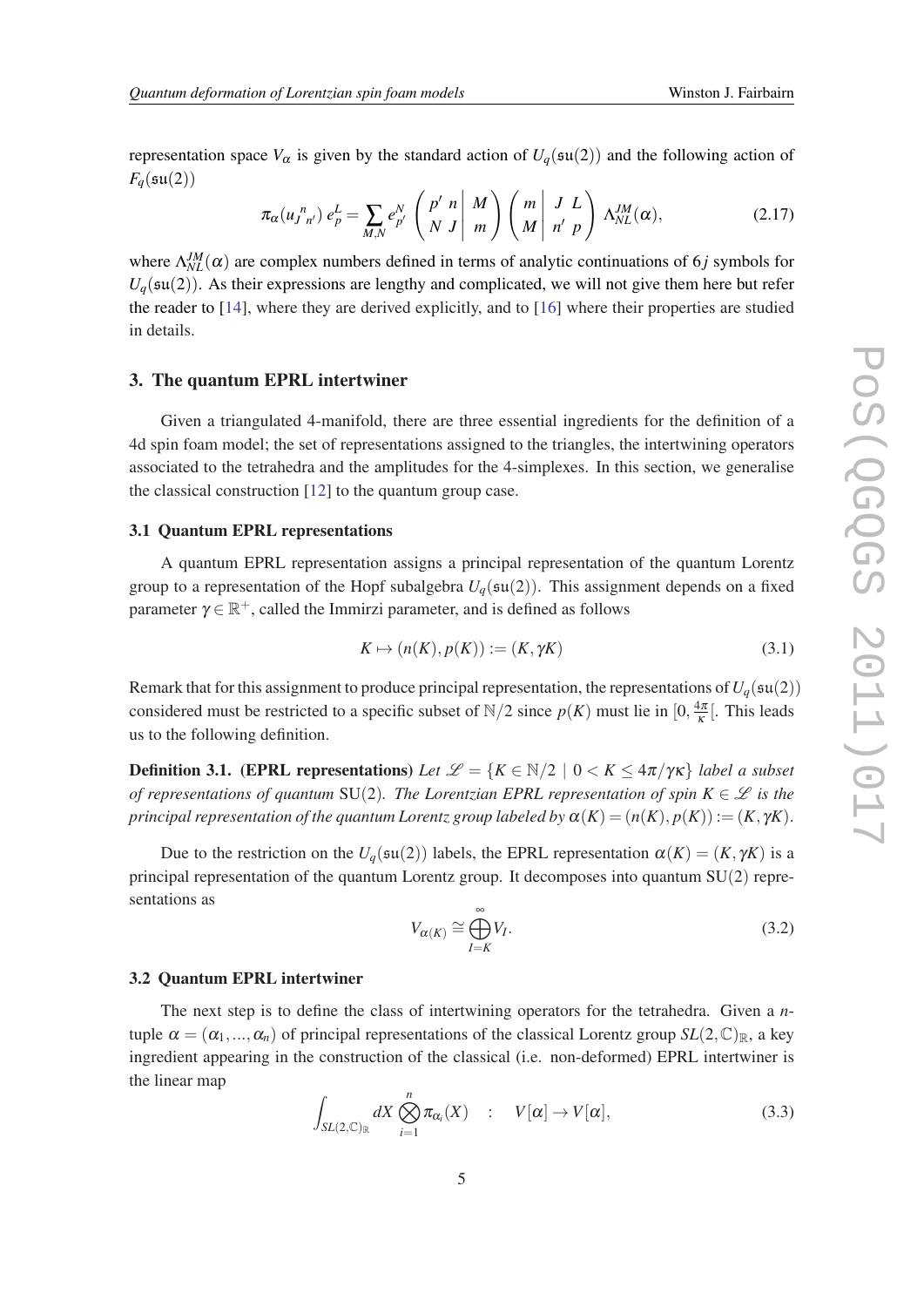representation space $V_\alpha$ is given by the standard action of $U_q(\mathfrak{su}(2))$ and the following action of $F_q(\mathfrak{su}(2))$

$$\pi_\alpha(u_J{}^n{}_{n'})\, e^L_p = \sum_{M,N} e^N_{p'} \left(\begin{array}{cc|c} p' & n & M \\ N & J & m \end{array}\right) \left(\begin{array}{c|cc} m & J & L \\ M & n' & p \end{array}\right) \Lambda^{JM}_{NL}(\alpha), \tag{2.17}$$

where $\Lambda^{JM}_{NL}(\alpha)$ are complex numbers defined in terms of analytic continuations of $6j$ symbols for $U_q(\mathfrak{su}(2))$. As their expressions are lengthy and complicated, we will not give them here but refer the reader to [14], where they are derived explicitly, and to [16] where their properties are studied in details.

## 3. The quantum EPRL intertwiner

Given a triangulated 4-manifold, there are three essential ingredients for the definition of a 4d spin foam model; the set of representations assigned to the triangles, the intertwining operators associated to the tetrahedra and the amplitudes for the 4-simplexes. In this section, we generalise the classical construction [12] to the quantum group case.

### 3.1 Quantum EPRL representations

A quantum EPRL representation assigns a principal representation of the quantum Lorentz group to a representation of the Hopf subalgebra $U_q(\mathfrak{su}(2))$. This assignment depends on a fixed parameter $\gamma \in \mathbb{R}^+$, called the Immirzi parameter, and is defined as follows

$$K \mapsto (n(K), p(K)) := (K, \gamma K) \tag{3.1}$$

Remark that for this assignment to produce principal representation, the representations of $U_q(\mathfrak{su}(2))$ considered must be restricted to a specific subset of $\mathbb{N}/2$ since $p(K)$ must lie in $[0, \frac{4\pi}{\kappa}[$. This leads us to the following definition.

**Definition 3.1. (EPRL representations)** *Let $\mathscr{L} = \{K \in \mathbb{N}/2 \mid 0 < K \leq 4\pi/\gamma\kappa\}$ label a subset of representations of quantum* SU(2). *The Lorentzian EPRL representation of spin $K \in \mathscr{L}$ is the principal representation of the quantum Lorentz group labeled by $\alpha(K) = (n(K), p(K)) := (K, \gamma K)$.*

Due to the restriction on the $U_q(\mathfrak{su}(2))$ labels, the EPRL representation $\alpha(K) = (K, \gamma K)$ is a principal representation of the quantum Lorentz group. It decomposes into quantum SU(2) representations as

$$V_{\alpha(K)} \cong \bigoplus_{I=K}^{\infty} V_I. \tag{3.2}$$

### 3.2 Quantum EPRL intertwiner

The next step is to define the class of intertwining operators for the tetrahedra. Given a $n$-tuple $\alpha = (\alpha_1, ..., \alpha_n)$ of principal representations of the classical Lorentz group $SL(2,\mathbb{C})_\mathbb{R}$, a key ingredient appearing in the construction of the classical (i.e. non-deformed) EPRL intertwiner is the linear map

$$\int_{SL(2,\mathbb{C})_\mathbb{R}} dX \bigotimes_{i=1}^{n} \pi_{\alpha_i}(X) \quad : \quad V[\alpha] \to V[\alpha], \tag{3.3}$$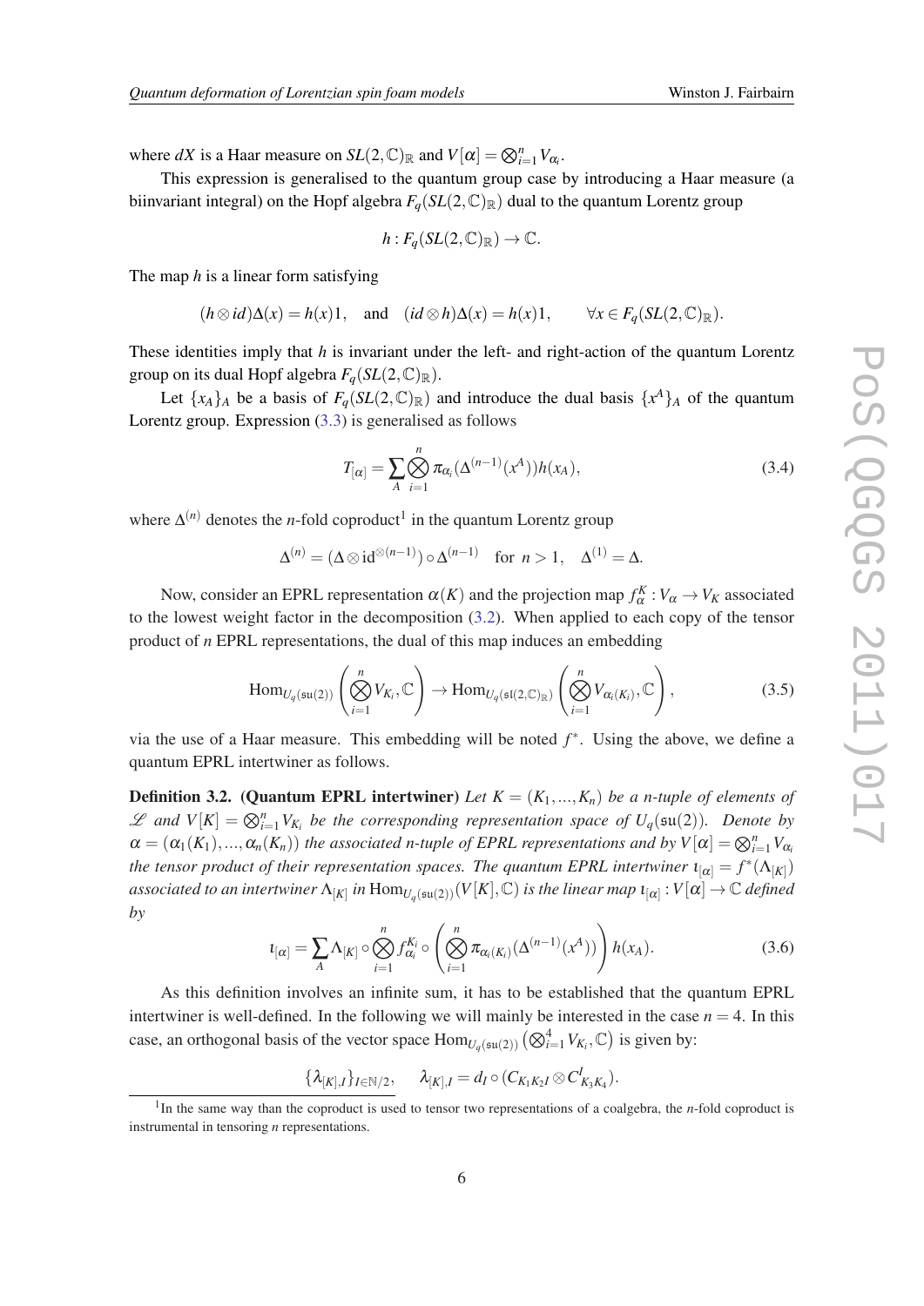where $dX$ is a Haar measure on $SL(2,\mathbb{C})_{\mathbb{R}}$ and $V[\alpha] = \bigotimes_{i=1}^{n} V_{\alpha_i}$.

This expression is generalised to the quantum group case by introducing a Haar measure (a biinvariant integral) on the Hopf algebra $F_q(SL(2,\mathbb{C})_{\mathbb{R}})$ dual to the quantum Lorentz group

$$h : F_q(SL(2,\mathbb{C})_{\mathbb{R}}) \to \mathbb{C}.$$

The map $h$ is a linear form satisfying

$$(h \otimes id)\Delta(x) = h(x)1, \quad \text{and} \quad (id \otimes h)\Delta(x) = h(x)1, \qquad \forall x \in F_q(SL(2,\mathbb{C})_{\mathbb{R}}).$$

These identities imply that $h$ is invariant under the left- and right-action of the quantum Lorentz group on its dual Hopf algebra $F_q(SL(2,\mathbb{C})_{\mathbb{R}})$.

Let $\{x_A\}_A$ be a basis of $F_q(SL(2,\mathbb{C})_{\mathbb{R}})$ and introduce the dual basis $\{x^A\}_A$ of the quantum Lorentz group. Expression (3.3) is generalised as follows

$$T_{[\alpha]} = \sum_A \bigotimes_{i=1}^{n} \pi_{\alpha_i}(\Delta^{(n-1)}(x^A))h(x_A), \tag{3.4}$$

where $\Delta^{(n)}$ denotes the $n$-fold coproduct[1] in the quantum Lorentz group

$$\Delta^{(n)} = (\Delta \otimes \mathrm{id}^{\otimes(n-1)}) \circ \Delta^{(n-1)} \quad \text{for } n > 1, \quad \Delta^{(1)} = \Delta.$$

Now, consider an EPRL representation $\alpha(K)$ and the projection map $f_\alpha^K : V_\alpha \to V_K$ associated to the lowest weight factor in the decomposition (3.2). When applied to each copy of the tensor product of $n$ EPRL representations, the dual of this map induces an embedding

$$\mathrm{Hom}_{U_q(\mathfrak{su}(2))}\left(\bigotimes_{i=1}^{n} V_{K_i}, \mathbb{C}\right) \to \mathrm{Hom}_{U_q(\mathfrak{sl}(2,\mathbb{C})_{\mathbb{R}})}\left(\bigotimes_{i=1}^{n} V_{\alpha_i(K_i)}, \mathbb{C}\right), \tag{3.5}$$

via the use of a Haar measure. This embedding will be noted $f^*$. Using the above, we define a quantum EPRL intertwiner as follows.

**Definition 3.2. (Quantum EPRL intertwiner)** *Let $K = (K_1, ..., K_n)$ be a $n$-tuple of elements of $\mathscr{L}$ and $V[K] = \bigotimes_{i=1}^{n} V_{K_i}$ be the corresponding representation space of $U_q(\mathfrak{su}(2))$. Denote by $\alpha = (\alpha_1(K_1), ..., \alpha_n(K_n))$ the associated $n$-tuple of EPRL representations and by $V[\alpha] = \bigotimes_{i=1}^{n} V_{\alpha_i}$ the tensor product of their representation spaces. The quantum EPRL intertwiner $\iota_{[\alpha]} = f^*(\Lambda_{[K]})$ associated to an intertwiner $\Lambda_{[K]}$ in $\mathrm{Hom}_{U_q(\mathfrak{su}(2))}(V[K], \mathbb{C})$ is the linear map $\iota_{[\alpha]} : V[\alpha] \to \mathbb{C}$ defined by*

$$\iota_{[\alpha]} = \sum_A \Lambda_{[K]} \circ \bigotimes_{i=1}^{n} f_{\alpha_i}^{K_i} \circ \left(\bigotimes_{i=1}^{n} \pi_{\alpha_i(K_i)}(\Delta^{(n-1)}(x^A))\right) h(x_A). \tag{3.6}$$

As this definition involves an infinite sum, it has to be established that the quantum EPRL intertwiner is well-defined. In the following we will mainly be interested in the case $n = 4$. In this case, an orthogonal basis of the vector space $\mathrm{Hom}_{U_q(\mathfrak{su}(2))}\left(\bigotimes_{i=1}^{4} V_{K_i}, \mathbb{C}\right)$ is given by:

$$\{\lambda_{[K],I}\}_{I \in \mathbb{N}/2}, \qquad \lambda_{[K],I} = d_I \circ (C_{K_1 K_2 I} \otimes C^I_{K_3 K_4}).$$

[1] In the same way than the coproduct is used to tensor two representations of a coalgebra, the $n$-fold coproduct is instrumental in tensoring $n$ representations.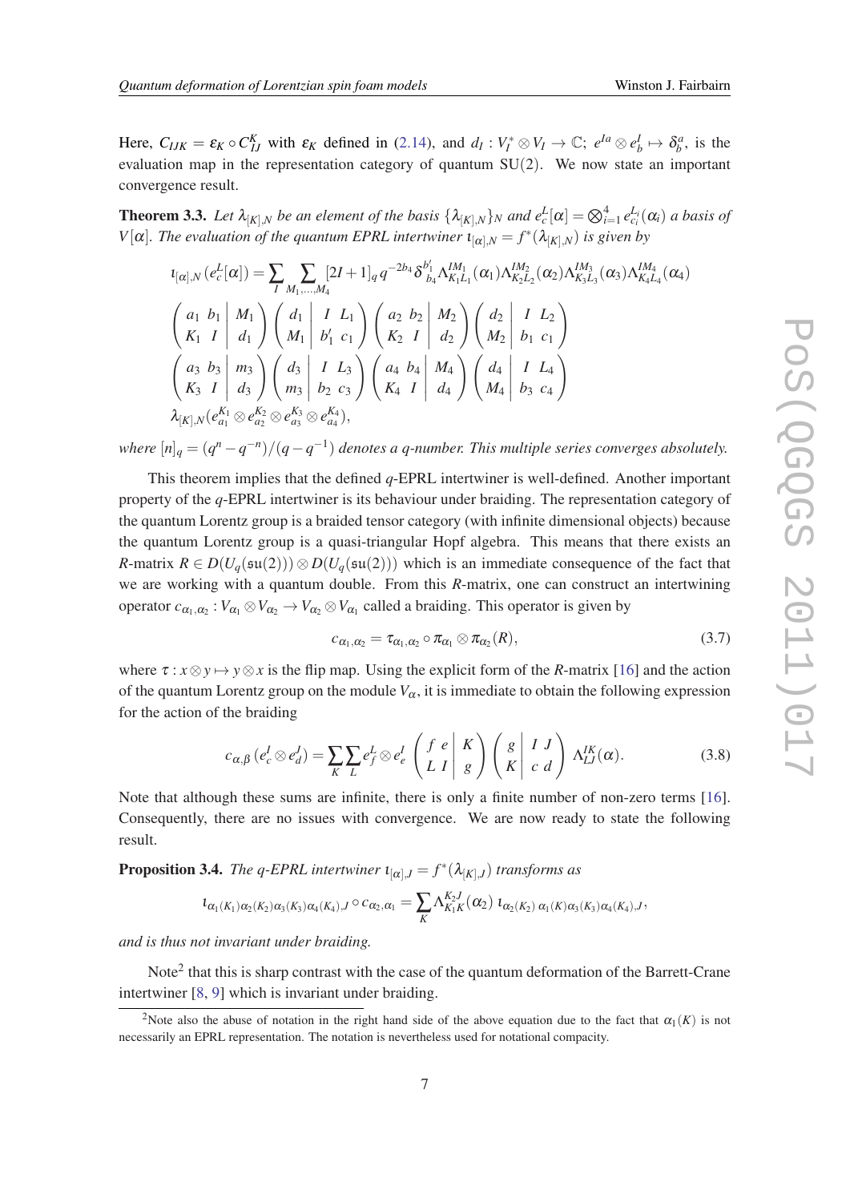Here, $C_{IJK} = \varepsilon_K \circ C^K_{IJ}$ with $\varepsilon_K$ defined in (2.14), and $d_I : V_I^* \otimes V_I \to \mathbb{C};\ e^{Ia} \otimes e^I_b \mapsto \delta^a_b$, is the evaluation map in the representation category of quantum SU(2). We now state an important convergence result.

**Theorem 3.3.** *Let $\lambda_{[K],N}$ be an element of the basis $\{\lambda_{[K],N}\}_N$ and $e^L_c[\alpha] = \bigotimes_{i=1}^4 e^{L_i}_{c_i}(\alpha_i)$ a basis of $V[\alpha]$. The evaluation of the quantum EPRL intertwiner $\iota_{[\alpha],N} = f^*(\lambda_{[K],N})$ is given by*

$$
\begin{aligned}
\iota_{[\alpha],N}(e^L_c[\alpha]) = &\sum_I \sum_{M_1,\dots,M_4} [2I+1]_q\, q^{-2b_4}\, \delta^{b_1'}_{b_4} \Lambda^{IM_1}_{K_1L_1}(\alpha_1)\Lambda^{IM_2}_{K_2L_2}(\alpha_2)\Lambda^{IM_3}_{K_3L_3}(\alpha_3)\Lambda^{IM_4}_{K_4L_4}(\alpha_4) \\
&\left(\begin{array}{cc|c} a_1 & b_1 & M_1 \\ K_1 & I & d_1 \end{array}\right)
\left(\begin{array}{c|cc} d_1 & I & L_1 \\ M_1 & b_1' & c_1 \end{array}\right)
\left(\begin{array}{cc|c} a_2 & b_2 & M_2 \\ K_2 & I & d_2 \end{array}\right)
\left(\begin{array}{c|cc} d_2 & I & L_2 \\ M_2 & b_1 & c_1 \end{array}\right) \\
&\left(\begin{array}{cc|c} a_3 & b_3 & m_3 \\ K_3 & I & d_3 \end{array}\right)
\left(\begin{array}{c|cc} d_3 & I & L_3 \\ m_3 & b_2 & c_3 \end{array}\right)
\left(\begin{array}{cc|c} a_4 & b_4 & M_4 \\ K_4 & I & d_4 \end{array}\right)
\left(\begin{array}{c|cc} d_4 & I & L_4 \\ M_4 & b_3 & c_4 \end{array}\right) \\
&\lambda_{[K],N}(e^{K_1}_{a_1} \otimes e^{K_2}_{a_2} \otimes e^{K_3}_{a_3} \otimes e^{K_4}_{a_4}),
\end{aligned}
$$

*where $[n]_q = (q^n - q^{-n})/(q - q^{-1})$ denotes a q-number. This multiple series converges absolutely.*

This theorem implies that the defined $q$-EPRL intertwiner is well-defined. Another important property of the $q$-EPRL intertwiner is its behaviour under braiding. The representation category of the quantum Lorentz group is a braided tensor category (with infinite dimensional objects) because the quantum Lorentz group is a quasi-triangular Hopf algebra. This means that there exists an $R$-matrix $R \in D(U_q(\mathfrak{su}(2))) \otimes D(U_q(\mathfrak{su}(2)))$ which is an immediate consequence of the fact that we are working with a quantum double. From this $R$-matrix, one can construct an intertwining operator $c_{\alpha_1,\alpha_2} : V_{\alpha_1} \otimes V_{\alpha_2} \to V_{\alpha_2} \otimes V_{\alpha_1}$ called a braiding. This operator is given by

$$
c_{\alpha_1,\alpha_2} = \tau_{\alpha_1,\alpha_2} \circ \pi_{\alpha_1} \otimes \pi_{\alpha_2}(R), \tag{3.7}
$$

where $\tau : x \otimes y \mapsto y \otimes x$ is the flip map. Using the explicit form of the $R$-matrix [16] and the action of the quantum Lorentz group on the module $V_\alpha$, it is immediate to obtain the following expression for the action of the braiding

$$
c_{\alpha,\beta}(e^I_c \otimes e^J_d) = \sum_K \sum_L e^L_f \otimes e^I_e \left(\begin{array}{cc|c} f & e & K \\ L & I & g \end{array}\right) \left(\begin{array}{c|cc} g & I & J \\ K & c & d \end{array}\right) \Lambda^{IK}_{LJ}(\alpha). \tag{3.8}
$$

Note that although these sums are infinite, there is only a finite number of non-zero terms [16]. Consequently, there are no issues with convergence. We are now ready to state the following result.

**Proposition 3.4.** *The q-EPRL intertwiner $\iota_{[\alpha],J} = f^*(\lambda_{[K],J})$ transforms as*

$$
\iota_{\alpha_1(K_1)\alpha_2(K_2)\alpha_3(K_3)\alpha_4(K_4),J} \circ c_{\alpha_2,\alpha_1} = \sum_K \Lambda^{K_2J}_{K_1K}(\alpha_2)\ \iota_{\alpha_2(K_2)\,\alpha_1(K)\alpha_3(K_3)\alpha_4(K_4),J},
$$

*and is thus not invariant under braiding.*

Note[2] that this is sharp contrast with the case of the quantum deformation of the Barrett-Crane intertwiner [8, 9] which is invariant under braiding.

[2]Note also the abuse of notation in the right hand side of the above equation due to the fact that $\alpha_1(K)$ is not necessarily an EPRL representation. The notation is nevertheless used for notational compacity.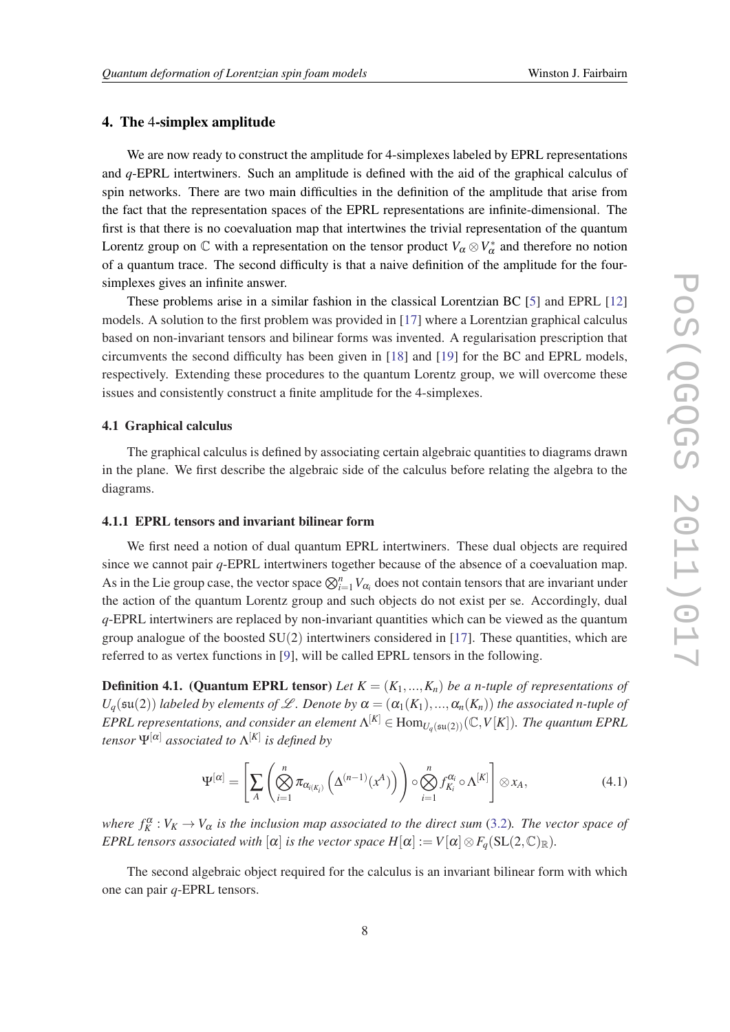## 4. The 4-simplex amplitude

We are now ready to construct the amplitude for 4-simplexes labeled by EPRL representations and $q$-EPRL intertwiners. Such an amplitude is defined with the aid of the graphical calculus of spin networks. There are two main difficulties in the definition of the amplitude that arise from the fact that the representation spaces of the EPRL representations are infinite-dimensional. The first is that there is no coevaluation map that intertwines the trivial representation of the quantum Lorentz group on $\mathbb{C}$ with a representation on the tensor product $V_\alpha \otimes V_\alpha^*$ and therefore no notion of a quantum trace. The second difficulty is that a naive definition of the amplitude for the four-simplexes gives an infinite answer.

These problems arise in a similar fashion in the classical Lorentzian BC [5] and EPRL [12] models. A solution to the first problem was provided in [17] where a Lorentzian graphical calculus based on non-invariant tensors and bilinear forms was invented. A regularisation prescription that circumvents the second difficulty has been given in [18] and [19] for the BC and EPRL models, respectively. Extending these procedures to the quantum Lorentz group, we will overcome these issues and consistently construct a finite amplitude for the 4-simplexes.

### 4.1 Graphical calculus

The graphical calculus is defined by associating certain algebraic quantities to diagrams drawn in the plane. We first describe the algebraic side of the calculus before relating the algebra to the diagrams.

#### 4.1.1 EPRL tensors and invariant bilinear form

We first need a notion of dual quantum EPRL intertwiners. These dual objects are required since we cannot pair $q$-EPRL intertwiners together because of the absence of a coevaluation map. As in the Lie group case, the vector space $\bigotimes_{i=1}^n V_{\alpha_i}$ does not contain tensors that are invariant under the action of the quantum Lorentz group and such objects do not exist per se. Accordingly, dual $q$-EPRL intertwiners are replaced by non-invariant quantities which can be viewed as the quantum group analogue of the boosted $\mathrm{SU}(2)$ intertwiners considered in [17]. These quantities, which are referred to as vertex functions in [9], will be called EPRL tensors in the following.

**Definition 4.1. (Quantum EPRL tensor)** *Let $K = (K_1, ..., K_n)$ be a $n$-tuple of representations of $U_q(\mathfrak{su}(2))$ labeled by elements of $\mathscr{L}$. Denote by $\alpha = (\alpha_1(K_1), ..., \alpha_n(K_n))$ the associated $n$-tuple of EPRL representations, and consider an element $\Lambda^{[K]} \in \mathrm{Hom}_{U_q(\mathfrak{su}(2))}(\mathbb{C}, V[K])$. The quantum EPRL tensor $\Psi^{[\alpha]}$ associated to $\Lambda^{[K]}$ is defined by*

$$\Psi^{[\alpha]} = \left[ \sum_A \left( \bigotimes_{i=1}^n \pi_{\alpha_{i(K_i)}} \left( \Delta^{(n-1)}(x^A) \right) \right) \circ \bigotimes_{i=1}^n f_{K_i}^{\alpha_i} \circ \Lambda^{[K]} \right] \otimes x_A, \tag{4.1}$$

*where $f_K^\alpha : V_K \to V_\alpha$ is the inclusion map associated to the direct sum (3.2). The vector space of EPRL tensors associated with $[\alpha]$ is the vector space $H[\alpha] := V[\alpha] \otimes F_q(\mathrm{SL}(2,\mathbb{C})_\mathbb{R})$.*

The second algebraic object required for the calculus is an invariant bilinear form with which one can pair $q$-EPRL tensors.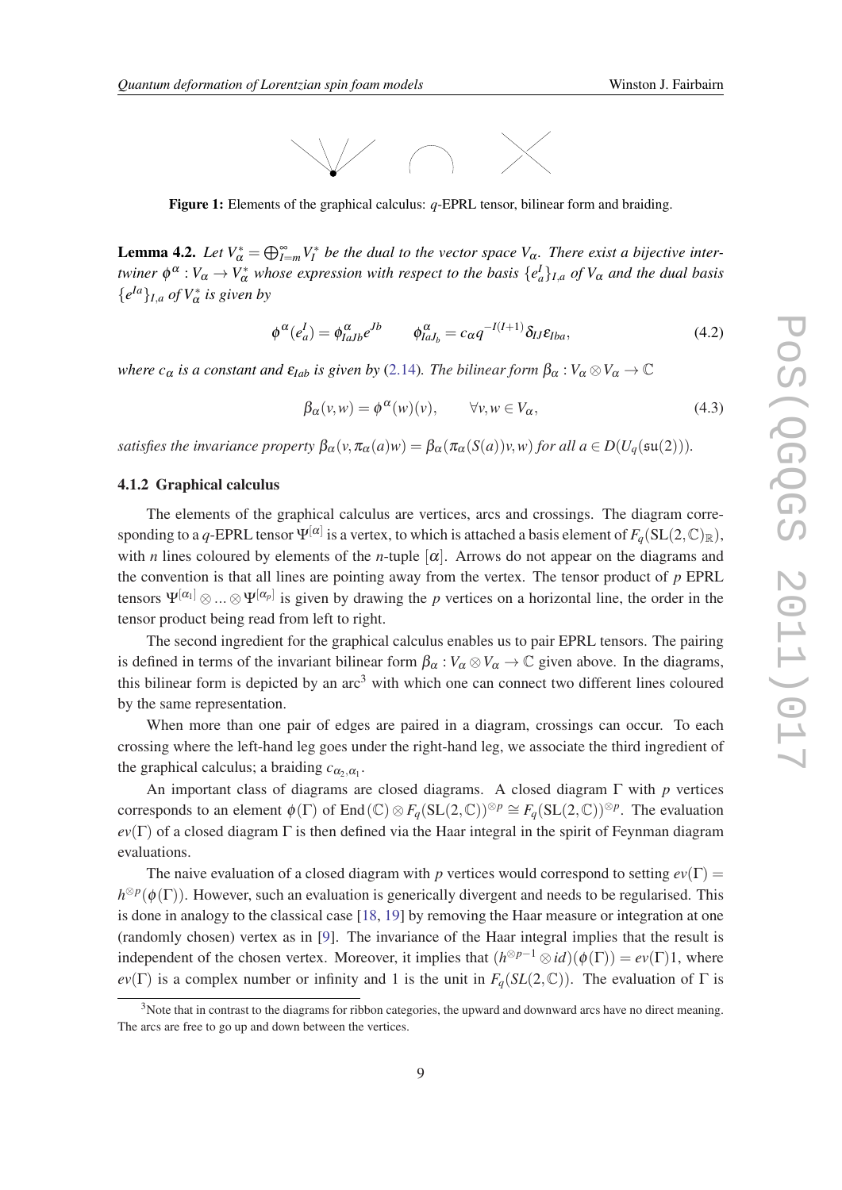**Figure 1:** Elements of the graphical calculus: $q$-EPRL tensor, bilinear form and braiding.

**Lemma 4.2.** *Let $V_\alpha^* = \bigoplus_{I=m}^{\infty} V_I^*$ be the dual to the vector space $V_\alpha$. There exist a bijective intertwiner $\phi^\alpha : V_\alpha \to V_\alpha^*$ whose expression with respect to the basis $\{e_a^I\}_{I,a}$ of $V_\alpha$ and the dual basis $\{e^{Ia}\}_{I,a}$ of $V_\alpha^*$ is given by*

$$\phi^\alpha(e_a^I) = \phi^\alpha_{IaJb} e^{Jb} \qquad \phi^\alpha_{IaJ_b} = c_\alpha q^{-I(I+1)} \delta_{IJ} \varepsilon_{Iba}, \tag{4.2}$$

*where $c_\alpha$ is a constant and $\varepsilon_{Iab}$ is given by (2.14). The bilinear form $\beta_\alpha : V_\alpha \otimes V_\alpha \to \mathbb{C}$*

$$\beta_\alpha(v,w) = \phi^\alpha(w)(v), \qquad \forall v,w \in V_\alpha, \tag{4.3}$$

*satisfies the invariance property $\beta_\alpha(v, \pi_\alpha(a)w) = \beta_\alpha(\pi_\alpha(S(a))v, w)$ for all $a \in D(U_q(\mathfrak{su}(2)))$.*

### 4.1.2 Graphical calculus

The elements of the graphical calculus are vertices, arcs and crossings. The diagram corresponding to a $q$-EPRL tensor $\Psi^{[\alpha]}$ is a vertex, to which is attached a basis element of $F_q(\mathrm{SL}(2,\mathbb{C})_\mathbb{R})$, with $n$ lines coloured by elements of the $n$-tuple $[\alpha]$. Arrows do not appear on the diagrams and the convention is that all lines are pointing away from the vertex. The tensor product of $p$ EPRL tensors $\Psi^{[\alpha_1]} \otimes \ldots \otimes \Psi^{[\alpha_p]}$ is given by drawing the $p$ vertices on a horizontal line, the order in the tensor product being read from left to right.

The second ingredient for the graphical calculus enables us to pair EPRL tensors. The pairing is defined in terms of the invariant bilinear form $\beta_\alpha : V_\alpha \otimes V_\alpha \to \mathbb{C}$ given above. In the diagrams, this bilinear form is depicted by an arc[3] with which one can connect two different lines coloured by the same representation.

When more than one pair of edges are paired in a diagram, crossings can occur. To each crossing where the left-hand leg goes under the right-hand leg, we associate the third ingredient of the graphical calculus; a braiding $c_{\alpha_2,\alpha_1}$.

An important class of diagrams are closed diagrams. A closed diagram $\Gamma$ with $p$ vertices corresponds to an element $\phi(\Gamma)$ of $\mathrm{End}(\mathbb{C}) \otimes F_q(\mathrm{SL}(2,\mathbb{C}))^{\otimes p} \cong F_q(\mathrm{SL}(2,\mathbb{C}))^{\otimes p}$. The evaluation $ev(\Gamma)$ of a closed diagram $\Gamma$ is then defined via the Haar integral in the spirit of Feynman diagram evaluations.

The naive evaluation of a closed diagram with $p$ vertices would correspond to setting $ev(\Gamma) = h^{\otimes p}(\phi(\Gamma))$. However, such an evaluation is generically divergent and needs to be regularised. This is done in analogy to the classical case [18, 19] by removing the Haar measure or integration at one (randomly chosen) vertex as in [9]. The invariance of the Haar integral implies that the result is independent of the chosen vertex. Moreover, it implies that $(h^{\otimes p-1} \otimes id)(\phi(\Gamma)) = ev(\Gamma)1$, where $ev(\Gamma)$ is a complex number or infinity and 1 is the unit in $F_q(SL(2,\mathbb{C}))$. The evaluation of $\Gamma$ is

[3] Note that in contrast to the diagrams for ribbon categories, the upward and downward arcs have no direct meaning. The arcs are free to go up and down between the vertices.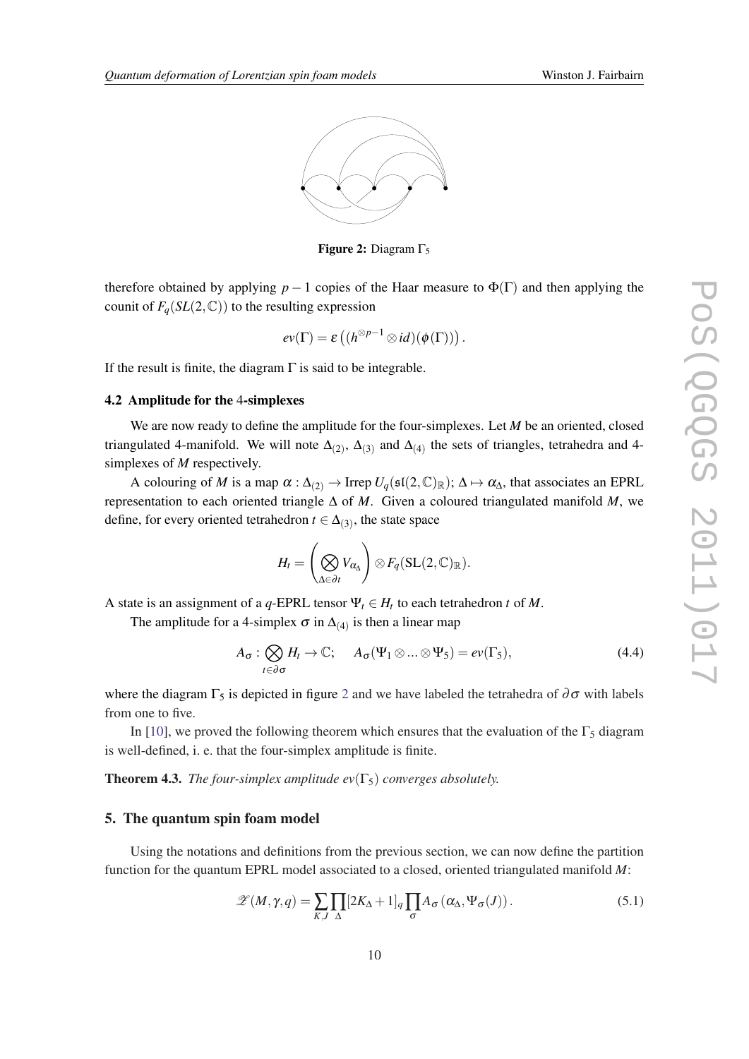**Figure 2:** Diagram $\Gamma_5$

therefore obtained by applying $p-1$ copies of the Haar measure to $\Phi(\Gamma)$ and then applying the counit of $F_q(SL(2,\mathbb{C}))$ to the resulting expression

$$ev(\Gamma) = \varepsilon\left((h^{\otimes p-1} \otimes id)(\phi(\Gamma))\right).$$

If the result is finite, the diagram $\Gamma$ is said to be integrable.

### 4.2 Amplitude for the 4-simplexes

We are now ready to define the amplitude for the four-simplexes. Let $M$ be an oriented, closed triangulated 4-manifold. We will note $\Delta_{(2)}$, $\Delta_{(3)}$ and $\Delta_{(4)}$ the sets of triangles, tetrahedra and 4-simplexes of $M$ respectively.

A colouring of $M$ is a map $\alpha : \Delta_{(2)} \to \text{Irrep } U_q(\mathfrak{sl}(2,\mathbb{C})_{\mathbb{R}});\ \Delta \mapsto \alpha_\Delta$, that associates an EPRL representation to each oriented triangle $\Delta$ of $M$. Given a coloured triangulated manifold $M$, we define, for every oriented tetrahedron $t \in \Delta_{(3)}$, the state space

$$H_t = \left(\bigotimes_{\Delta \in \partial t} V_{\alpha_\Delta}\right) \otimes F_q(\mathrm{SL}(2,\mathbb{C})_{\mathbb{R}}).$$

A state is an assignment of a $q$-EPRL tensor $\Psi_t \in H_t$ to each tetrahedron $t$ of $M$.

The amplitude for a 4-simplex $\sigma$ in $\Delta_{(4)}$ is then a linear map

$$A_\sigma : \bigotimes_{t \in \partial\sigma} H_t \to \mathbb{C}; \quad A_\sigma(\Psi_1 \otimes \ldots \otimes \Psi_5) = ev(\Gamma_5), \tag{4.4}$$

where the diagram $\Gamma_5$ is depicted in figure 2 and we have labeled the tetrahedra of $\partial\sigma$ with labels from one to five.

In [10], we proved the following theorem which ensures that the evaluation of the $\Gamma_5$ diagram is well-defined, i. e. that the four-simplex amplitude is finite.

**Theorem 4.3.** *The four-simplex amplitude $ev(\Gamma_5)$ converges absolutely.*

## 5. The quantum spin foam model

Using the notations and definitions from the previous section, we can now define the partition function for the quantum EPRL model associated to a closed, oriented triangulated manifold $M$:

$$\mathscr{Z}(M,\gamma,q) = \sum_{K,J} \prod_{\Delta} [2K_\Delta + 1]_q \prod_{\sigma} A_\sigma\left(\alpha_\Delta, \Psi_\sigma(J)\right). \tag{5.1}$$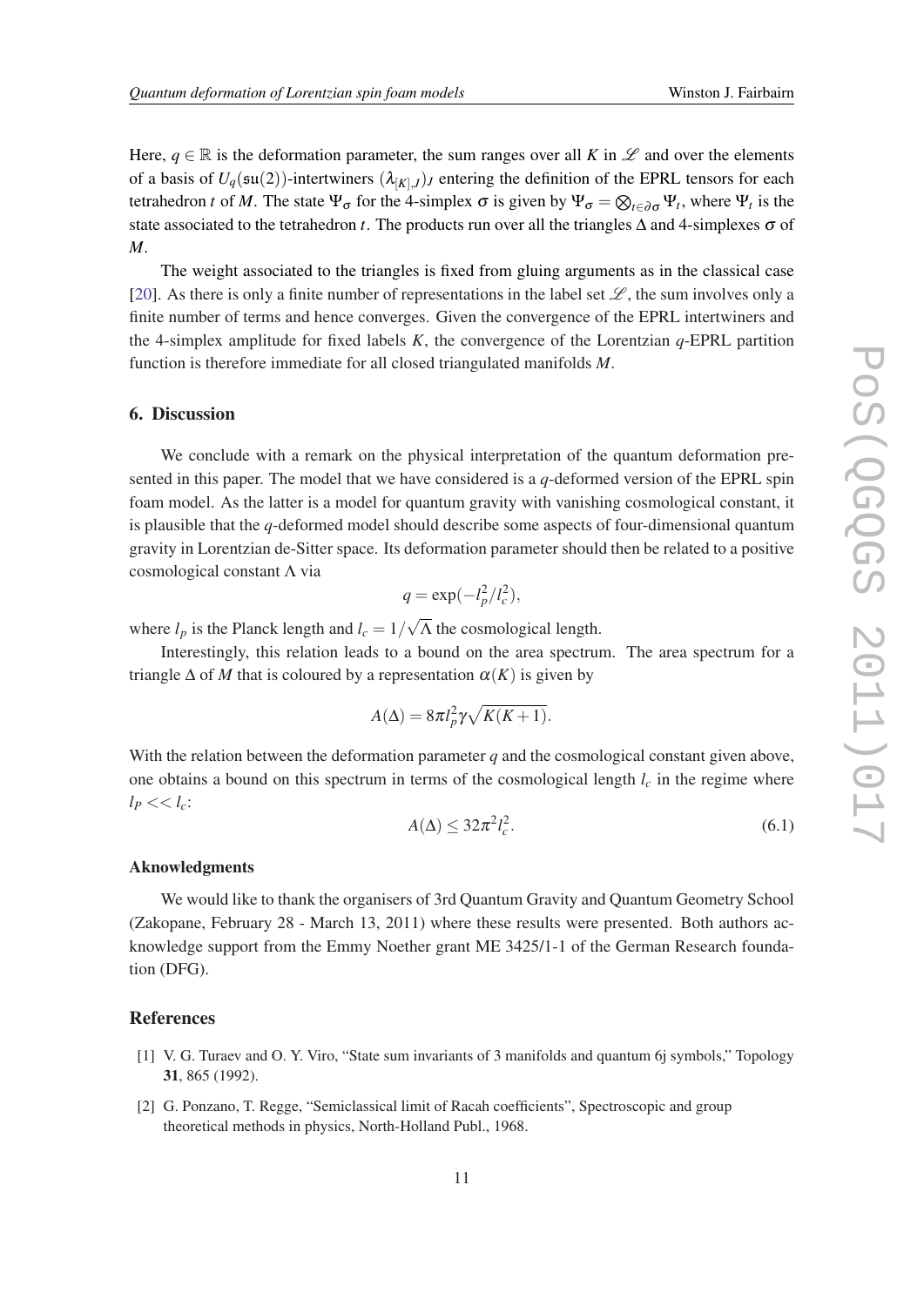Here, $q \in \mathbb{R}$ is the deformation parameter, the sum ranges over all $K$ in $\mathscr{L}$ and over the elements of a basis of $U_q(\mathfrak{su}(2))$-intertwiners $(\lambda_{[K],J})_J$ entering the definition of the EPRL tensors for each tetrahedron $t$ of $M$. The state $\Psi_\sigma$ for the 4-simplex $\sigma$ is given by $\Psi_\sigma = \bigotimes_{t \in \partial\sigma} \Psi_t$, where $\Psi_t$ is the state associated to the tetrahedron $t$. The products run over all the triangles $\Delta$ and 4-simplexes $\sigma$ of $M$.

The weight associated to the triangles is fixed from gluing arguments as in the classical case [20]. As there is only a finite number of representations in the label set $\mathscr{L}$, the sum involves only a finite number of terms and hence converges. Given the convergence of the EPRL intertwiners and the 4-simplex amplitude for fixed labels $K$, the convergence of the Lorentzian $q$-EPRL partition function is therefore immediate for all closed triangulated manifolds $M$.

## 6. Discussion

We conclude with a remark on the physical interpretation of the quantum deformation presented in this paper. The model that we have considered is a $q$-deformed version of the EPRL spin foam model. As the latter is a model for quantum gravity with vanishing cosmological constant, it is plausible that the $q$-deformed model should describe some aspects of four-dimensional quantum gravity in Lorentzian de-Sitter space. Its deformation parameter should then be related to a positive cosmological constant $\Lambda$ via

$$q = \exp(-l_p^2/l_c^2),$$

where $l_p$ is the Planck length and $l_c = 1/\sqrt{\Lambda}$ the cosmological length.

Interestingly, this relation leads to a bound on the area spectrum. The area spectrum for a triangle $\Delta$ of $M$ that is coloured by a representation $\alpha(K)$ is given by

$$A(\Delta) = 8\pi l_p^2 \gamma \sqrt{K(K+1)}.$$

With the relation between the deformation parameter $q$ and the cosmological constant given above, one obtains a bound on this spectrum in terms of the cosmological length $l_c$ in the regime where $l_P << l_c$:

$$A(\Delta) \leq 32\pi^2 l_c^2. \tag{6.1}$$

### Aknowledgments

We would like to thank the organisers of 3rd Quantum Gravity and Quantum Geometry School (Zakopane, February 28 - March 13, 2011) where these results were presented. Both authors acknowledge support from the Emmy Noether grant ME 3425/1-1 of the German Research foundation (DFG).

## References

[1] V. G. Turaev and O. Y. Viro, “State sum invariants of 3 manifolds and quantum 6j symbols,” Topology **31**, 865 (1992).

[2] G. Ponzano, T. Regge, “Semiclassical limit of Racah coefficients”, Spectroscopic and group theoretical methods in physics, North-Holland Publ., 1968.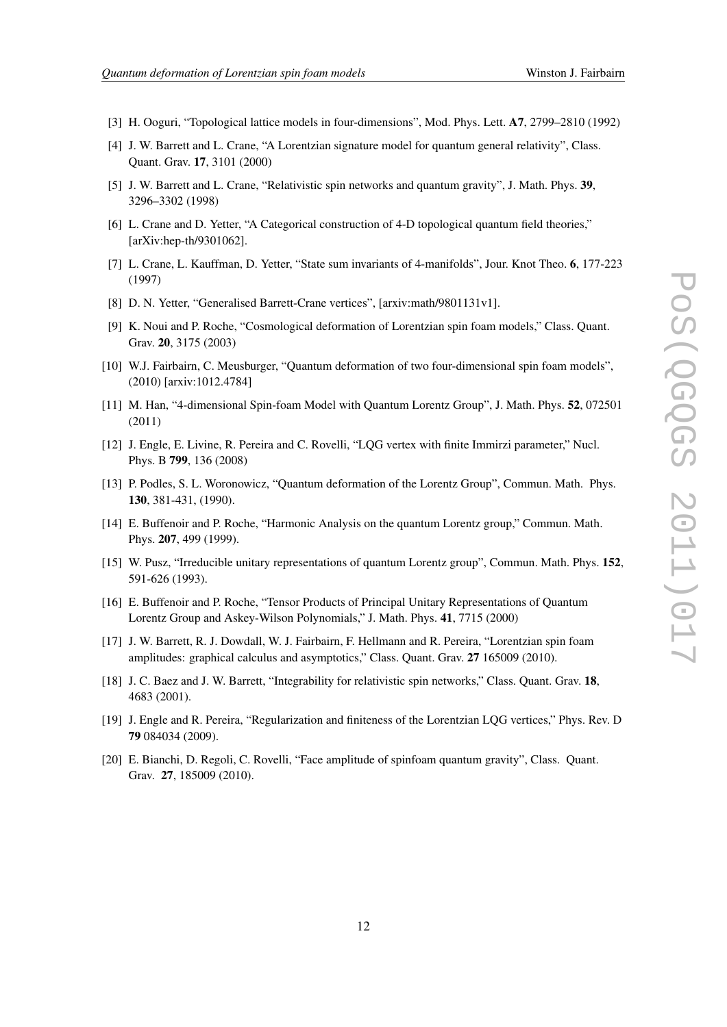[3] H. Ooguri, "Topological lattice models in four-dimensions", Mod. Phys. Lett. **A7**, 2799–2810 (1992)

[4] J. W. Barrett and L. Crane, "A Lorentzian signature model for quantum general relativity", Class. Quant. Grav. **17**, 3101 (2000)

[5] J. W. Barrett and L. Crane, "Relativistic spin networks and quantum gravity", J. Math. Phys. **39**, 3296–3302 (1998)

[6] L. Crane and D. Yetter, "A Categorical construction of 4-D topological quantum field theories," [arXiv:hep-th/9301062].

[7] L. Crane, L. Kauffman, D. Yetter, "State sum invariants of 4-manifolds", Jour. Knot Theo. **6**, 177-223 (1997)

[8] D. N. Yetter, "Generalised Barrett-Crane vertices", [arxiv:math/9801131v1].

[9] K. Noui and P. Roche, "Cosmological deformation of Lorentzian spin foam models," Class. Quant. Grav. **20**, 3175 (2003)

[10] W.J. Fairbairn, C. Meusburger, "Quantum deformation of two four-dimensional spin foam models", (2010) [arxiv:1012.4784]

[11] M. Han, "4-dimensional Spin-foam Model with Quantum Lorentz Group", J. Math. Phys. **52**, 072501 (2011)

[12] J. Engle, E. Livine, R. Pereira and C. Rovelli, "LQG vertex with finite Immirzi parameter," Nucl. Phys. B **799**, 136 (2008)

[13] P. Podles, S. L. Woronowicz, "Quantum deformation of the Lorentz Group", Commun. Math. Phys. **130**, 381-431, (1990).

[14] E. Buffenoir and P. Roche, "Harmonic Analysis on the quantum Lorentz group," Commun. Math. Phys. **207**, 499 (1999).

[15] W. Pusz, "Irreducible unitary representations of quantum Lorentz group", Commun. Math. Phys. **152**, 591-626 (1993).

[16] E. Buffenoir and P. Roche, "Tensor Products of Principal Unitary Representations of Quantum Lorentz Group and Askey-Wilson Polynomials," J. Math. Phys. **41**, 7715 (2000)

[17] J. W. Barrett, R. J. Dowdall, W. J. Fairbairn, F. Hellmann and R. Pereira, "Lorentzian spin foam amplitudes: graphical calculus and asymptotics," Class. Quant. Grav. **27** 165009 (2010).

[18] J. C. Baez and J. W. Barrett, "Integrability for relativistic spin networks," Class. Quant. Grav. **18**, 4683 (2001).

[19] J. Engle and R. Pereira, "Regularization and finiteness of the Lorentzian LQG vertices," Phys. Rev. D **79** 084034 (2009).

[20] E. Bianchi, D. Regoli, C. Rovelli, "Face amplitude of spinfoam quantum gravity", Class. Quant. Grav. **27**, 185009 (2010).